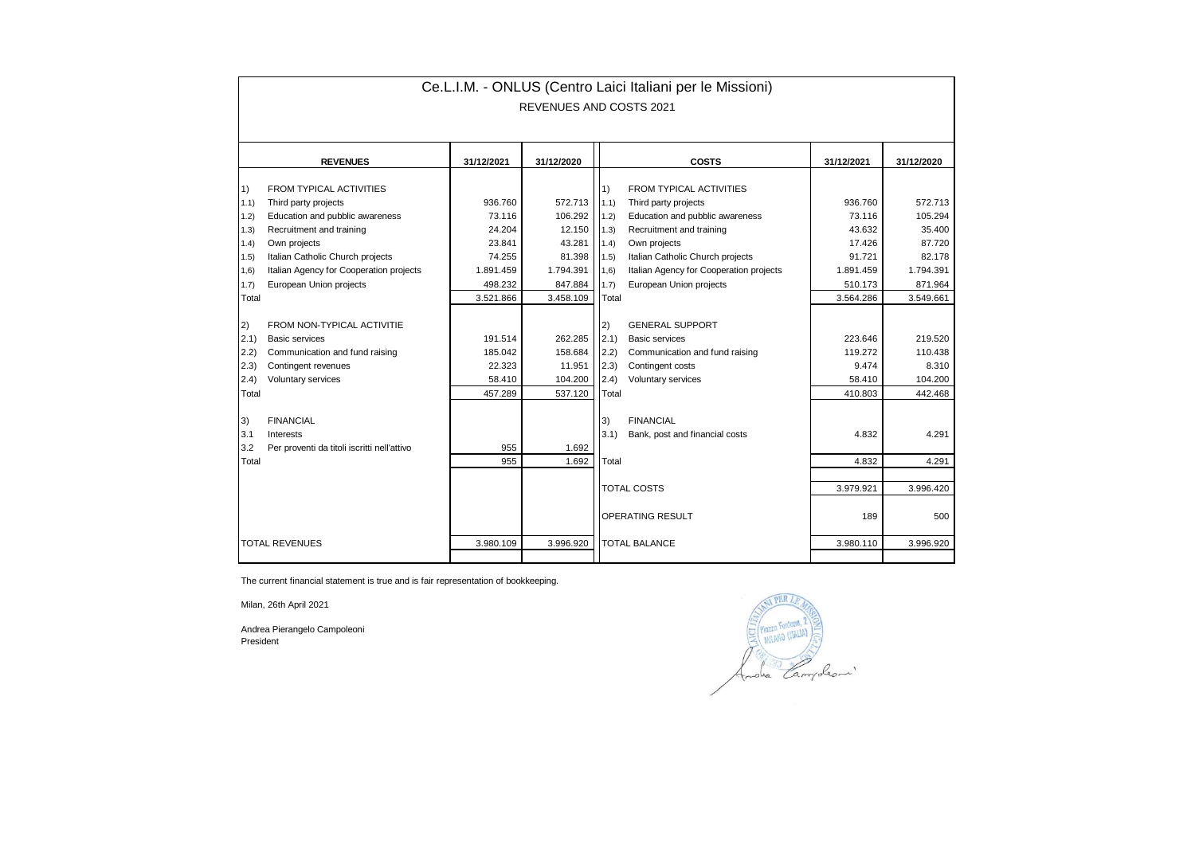# Ce.L.I.M. - ONLUS (Centro Laici Italiani per le Missioni)

## REVENUES AND COSTS 2021

| REVENUES | | 31/12/2021 | 31/12/2020 | COSTS | | 31/12/2021 | 31/12/2020 |
|---|---|---|---|---|---|---|---|
| 1) | FROM TYPICAL ACTIVITIES | | | 1) | FROM TYPICAL ACTIVITIES | | |
| 1.1) | Third party projects | 936.760 | 572.713 | 1.1) | Third party projects | 936.760 | 572.713 |
| 1.2) | Education and pubblic awareness | 73.116 | 106.292 | 1.2) | Education and pubblic awareness | 73.116 | 105.294 |
| 1.3) | Recruitment and training | 24.204 | 12.150 | 1.3) | Recruitment and training | 43.632 | 35.400 |
| 1.4) | Own projects | 23.841 | 43.281 | 1.4) | Own projects | 17.426 | 87.720 |
| 1.5) | Italian Catholic Church projects | 74.255 | 81.398 | 1.5) | Italian Catholic Church projects | 91.721 | 82.178 |
| 1,6) | Italian Agency for Cooperation projects | 1.891.459 | 1.794.391 | 1,6) | Italian Agency for Cooperation projects | 1.891.459 | 1.794.391 |
| 1.7) | European Union projects | 498.232 | 847.884 | 1.7) | European Union projects | 510.173 | 871.964 |
| Total | | 3.521.866 | 3.458.109 | Total | | 3.564.286 | 3.549.661 |
| 2) | FROM NON-TYPICAL ACTIVITIE | | | 2) | GENERAL SUPPORT | | |
| 2.1) | Basic services | 191.514 | 262.285 | 2.1) | Basic services | 223.646 | 219.520 |
| 2.2) | Communication and fund raising | 185.042 | 158.684 | 2.2) | Communication and fund raising | 119.272 | 110.438 |
| 2.3) | Contingent revenues | 22.323 | 11.951 | 2.3) | Contingent costs | 9.474 | 8.310 |
| 2.4) | Voluntary services | 58.410 | 104.200 | 2.4) | Voluntary services | 58.410 | 104.200 |
| Total | | 457.289 | 537.120 | Total | | 410.803 | 442.468 |
| 3) | FINANCIAL | | | 3) | FINANCIAL | | |
| 3.1 | Interests | | | 3.1) | Bank, post and financial costs | 4.832 | 4.291 |
| 3.2 | Per proventi da titoli iscritti nell'attivo | 955 | 1.692 | | | | |
| Total | | 955 | 1.692 | Total | | 4.832 | 4.291 |
| | | | | TOTAL COSTS | | 3.979.921 | 3.996.420 |
| | | | | OPERATING RESULT | | 189 | 500 |
| TOTAL REVENUES | | 3.980.109 | 3.996.920 | TOTAL BALANCE | | 3.980.110 | 3.996.920 |

The current financial statement is true and is fair representation of bookkeeping.

Milan, 26th April 2021

Andrea Pierangelo Campoleoni
President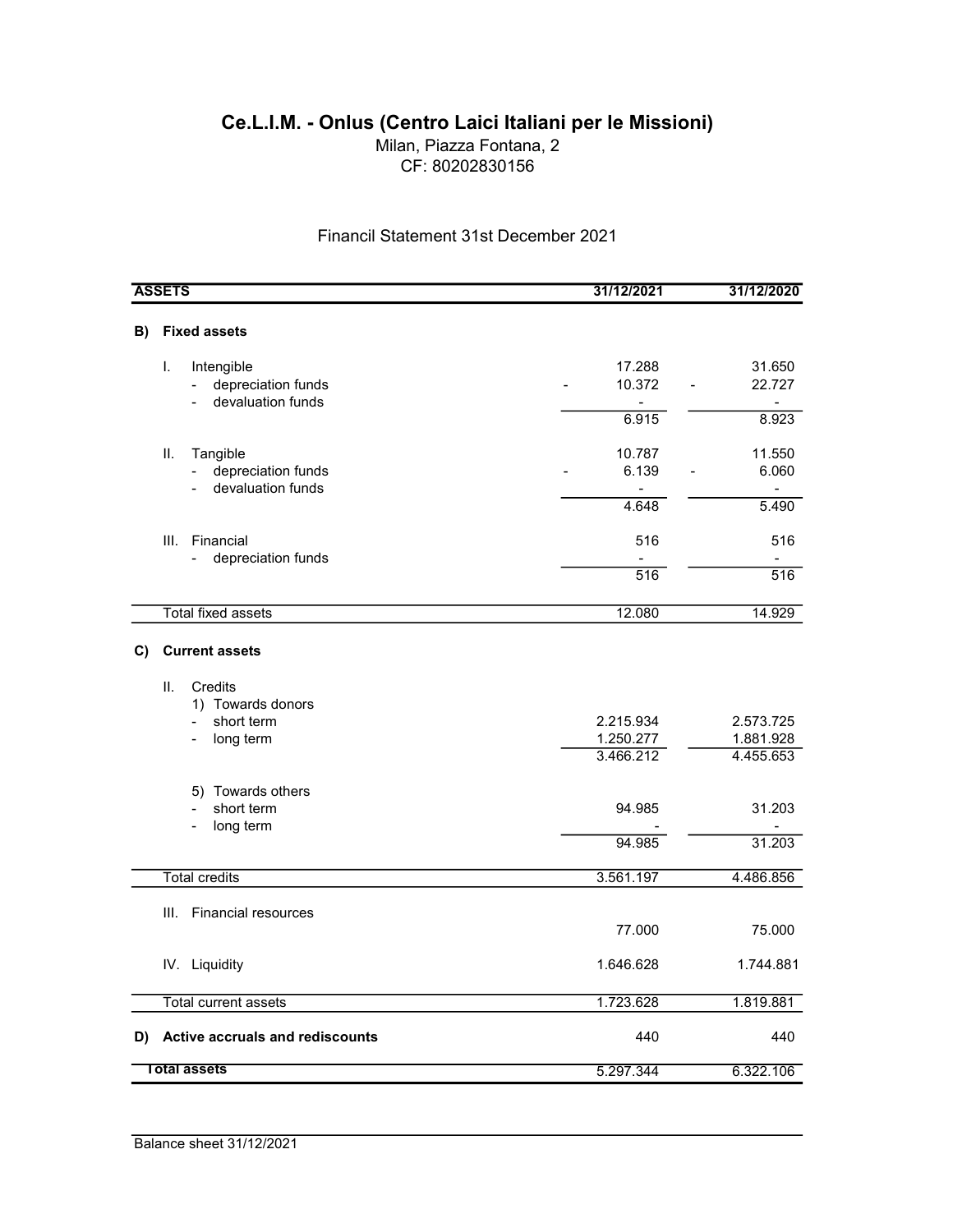# Ce.L.I.M. - Onlus (Centro Laici Italiani per le Missioni)

Milan, Piazza Fontana, 2

CF: 80202830156

Financil Statement 31st December 2021

| ASSETS | 31/12/2021 | 31/12/2020 |
|---|---|---|
| **B) Fixed assets** | | |
| I. Intengible | 17.288 | 31.650 |
| - depreciation funds | - 10.372 | - 22.727 |
| - devaluation funds | - | - |
| | 6.915 | 8.923 |
| II. Tangible | 10.787 | 11.550 |
| - depreciation funds | - 6.139 | - 6.060 |
| - devaluation funds | - | - |
| | 4.648 | 5.490 |
| III. Financial | 516 | 516 |
| - depreciation funds | - | - |
| | 516 | 516 |
| Total fixed assets | 12.080 | 14.929 |
| **C) Current assets** | | |
| II. Credits | | |
| 1) Towards donors | | |
| - short term | 2.215.934 | 2.573.725 |
| - long term | 1.250.277 | 1.881.928 |
| | 3.466.212 | 4.455.653 |
| 5) Towards others | | |
| - short term | 94.985 | 31.203 |
| - long term | - | - |
| | 94.985 | 31.203 |
| Total credits | 3.561.197 | 4.486.856 |
| III. Financial resources | 77.000 | 75.000 |
| IV. Liquidity | 1.646.628 | 1.744.881 |
| Total current assets | 1.723.628 | 1.819.881 |
| **D) Active accruals and rediscounts** | 440 | 440 |
| **Total assets** | 5.297.344 | 6.322.106 |

Balance sheet 31/12/2021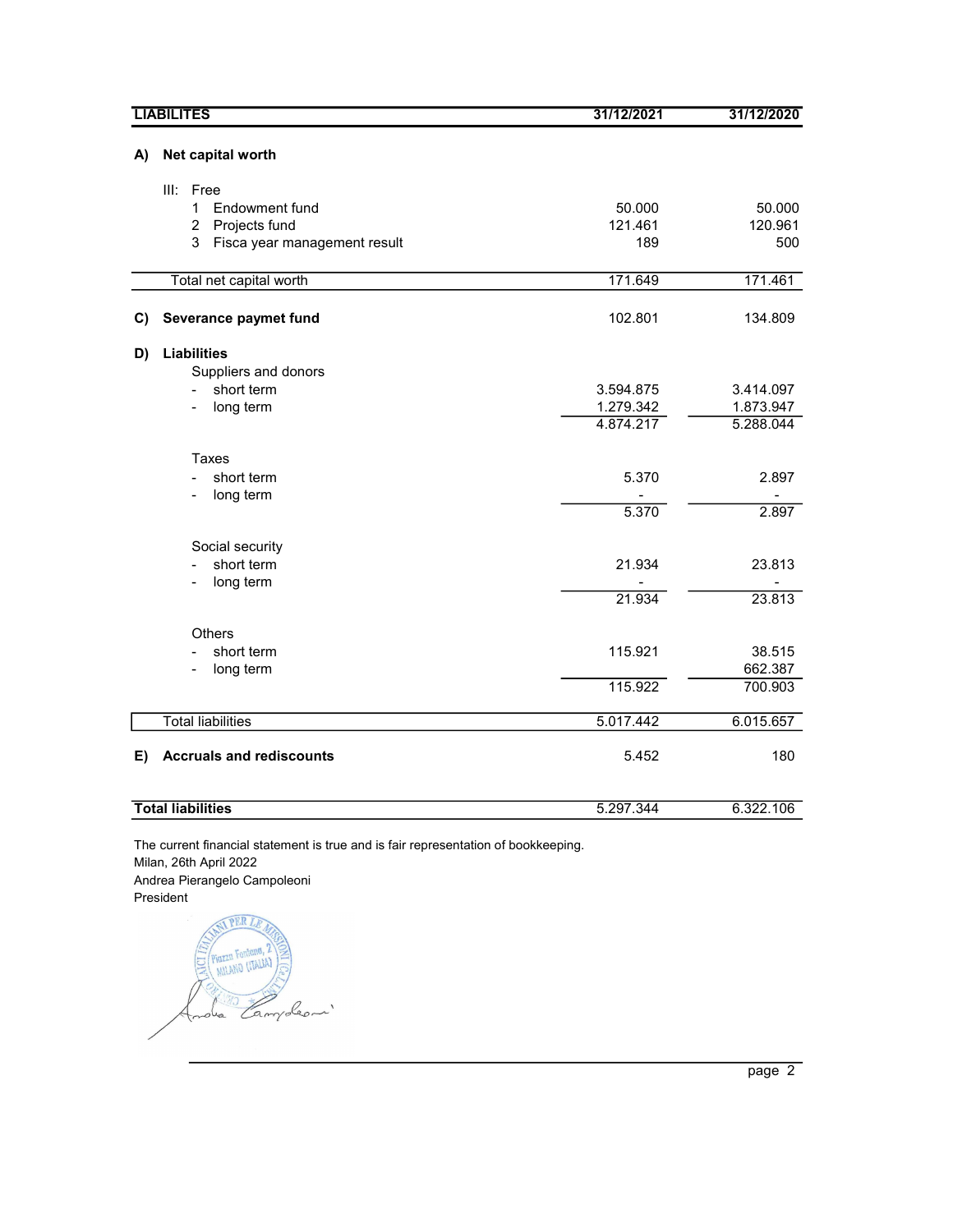| LIABILITES | 31/12/2021 | 31/12/2020 |
|---|---|---|
| **A) Net capital worth** | | |
| III: Free | | |
| 1 Endowment fund | 50.000 | 50.000 |
| 2 Projects fund | 121.461 | 120.961 |
| 3 Fisca year management result | 189 | 500 |
| Total net capital worth | 171.649 | 171.461 |
| **C) Severance paymet fund** | 102.801 | 134.809 |
| **D) Liabilities** | | |
| Suppliers and donors | | |
| - short term | 3.594.875 | 3.414.097 |
| - long term | 1.279.342 | 1.873.947 |
| | 4.874.217 | 5.288.044 |
| Taxes | | |
| - short term | 5.370 | 2.897 |
| - long term | - | - |
| | 5.370 | 2.897 |
| Social security | | |
| - short term | 21.934 | 23.813 |
| - long term | - | - |
| | 21.934 | 23.813 |
| Others | | |
| - short term | 115.921 | 38.515 |
| - long term | | 662.387 |
| | 115.922 | 700.903 |
| Total liabilities | 5.017.442 | 6.015.657 |
| **E) Accruals and rediscounts** | 5.452 | 180 |
| **Total liabilities** | 5.297.344 | 6.322.106 |

The current financial statement is true and is fair representation of bookkeeping.
Milan, 26th April 2022
Andrea Pierangelo Campoleoni
President